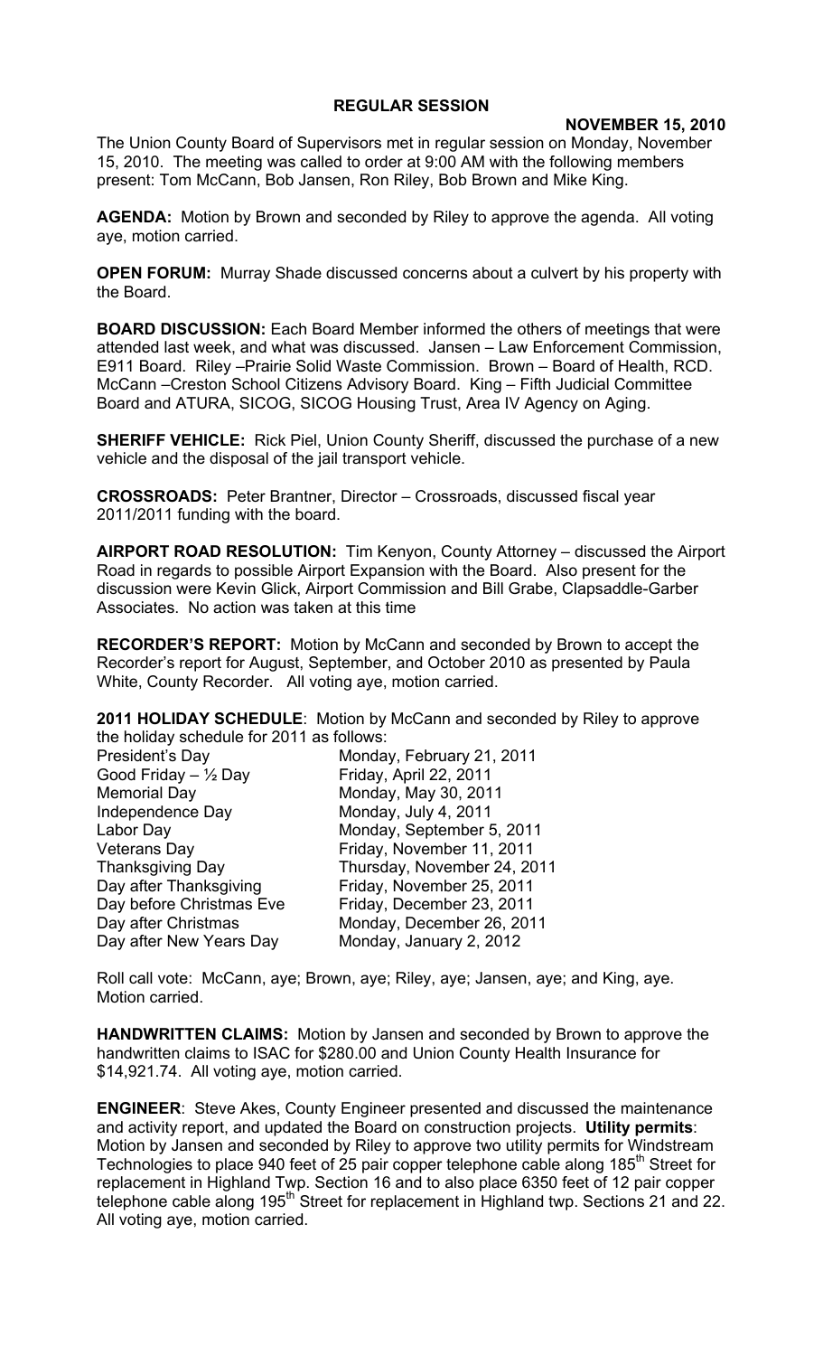**REGULAR SESSION**

**NOVEMBER 15, 2010**

The Union County Board of Supervisors met in regular session on Monday, November 15, 2010. The meeting was called to order at 9:00 AM with the following members present: Tom McCann, Bob Jansen, Ron Riley, Bob Brown and Mike King.

**AGENDA:** Motion by Brown and seconded by Riley to approve the agenda. All voting aye, motion carried.

**OPEN FORUM:** Murray Shade discussed concerns about a culvert by his property with the Board.

**BOARD DISCUSSION:** Each Board Member informed the others of meetings that were attended last week, and what was discussed. Jansen – Law Enforcement Commission, E911 Board. Riley –Prairie Solid Waste Commission. Brown – Board of Health, RCD. McCann –Creston School Citizens Advisory Board. King – Fifth Judicial Committee Board and ATURA, SICOG, SICOG Housing Trust, Area IV Agency on Aging.

**SHERIFF VEHICLE:** Rick Piel, Union County Sheriff, discussed the purchase of a new vehicle and the disposal of the jail transport vehicle.

**CROSSROADS:** Peter Brantner, Director – Crossroads, discussed fiscal year 2011/2011 funding with the board.

**AIRPORT ROAD RESOLUTION:** Tim Kenyon, County Attorney – discussed the Airport Road in regards to possible Airport Expansion with the Board. Also present for the discussion were Kevin Glick, Airport Commission and Bill Grabe, Clapsaddle-Garber Associates. No action was taken at this time

**RECORDER'S REPORT:** Motion by McCann and seconded by Brown to accept the Recorder's report for August, September, and October 2010 as presented by Paula White, County Recorder. All voting aye, motion carried.

**2011 HOLIDAY SCHEDULE**: Motion by McCann and seconded by Riley to approve the holiday schedule for 2011 as follows:

| | |
|---|---|
| President's Day | Monday, February 21, 2011 |
| Good Friday – ½ Day | Friday, April 22, 2011 |
| Memorial Day | Monday, May 30, 2011 |
| Independence Day | Monday, July 4, 2011 |
| Labor Day | Monday, September 5, 2011 |
| Veterans Day | Friday, November 11, 2011 |
| Thanksgiving Day | Thursday, November 24, 2011 |
| Day after Thanksgiving | Friday, November 25, 2011 |
| Day before Christmas Eve | Friday, December 23, 2011 |
| Day after Christmas | Monday, December 26, 2011 |
| Day after New Years Day | Monday, January 2, 2012 |

Roll call vote: McCann, aye; Brown, aye; Riley, aye; Jansen, aye; and King, aye. Motion carried.

**HANDWRITTEN CLAIMS:** Motion by Jansen and seconded by Brown to approve the handwritten claims to ISAC for $280.00 and Union County Health Insurance for $14,921.74. All voting aye, motion carried.

**ENGINEER**: Steve Akes, County Engineer presented and discussed the maintenance and activity report, and updated the Board on construction projects. **Utility permits**: Motion by Jansen and seconded by Riley to approve two utility permits for Windstream Technologies to place 940 feet of 25 pair copper telephone cable along 185th Street for replacement in Highland Twp. Section 16 and to also place 6350 feet of 12 pair copper telephone cable along 195th Street for replacement in Highland twp. Sections 21 and 22. All voting aye, motion carried.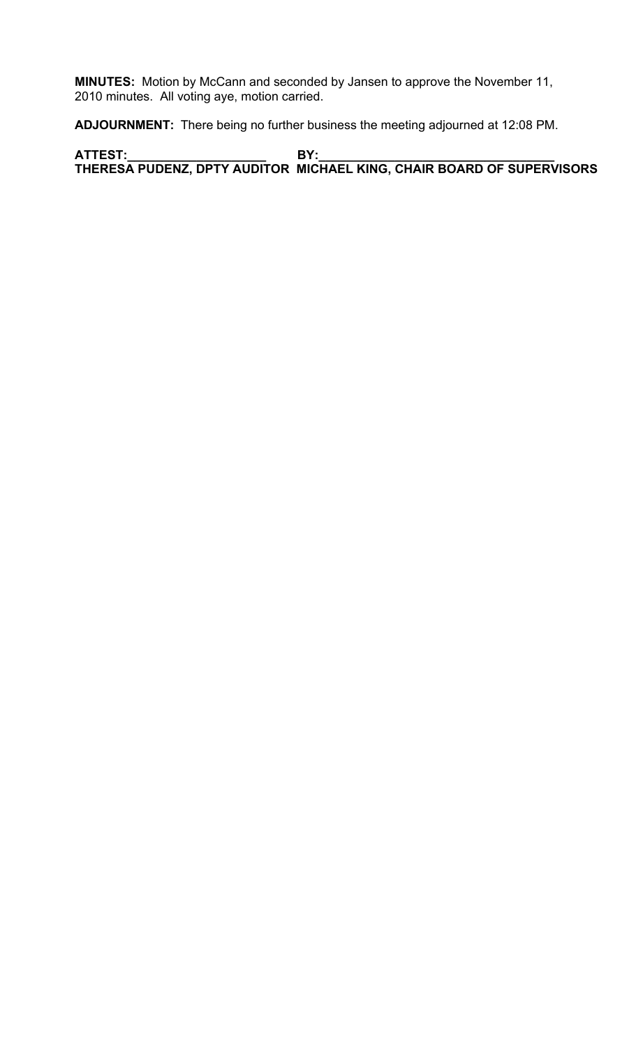**MINUTES:** Motion by McCann and seconded by Jansen to approve the November 11, 2010 minutes. All voting aye, motion carried.

**ADJOURNMENT:** There being no further business the meeting adjourned at 12:08 PM.

**ATTEST:____________________ BY:__________________________________**
**THERESA PUDENZ, DPTY AUDITOR MICHAEL KING, CHAIR BOARD OF SUPERVISORS**